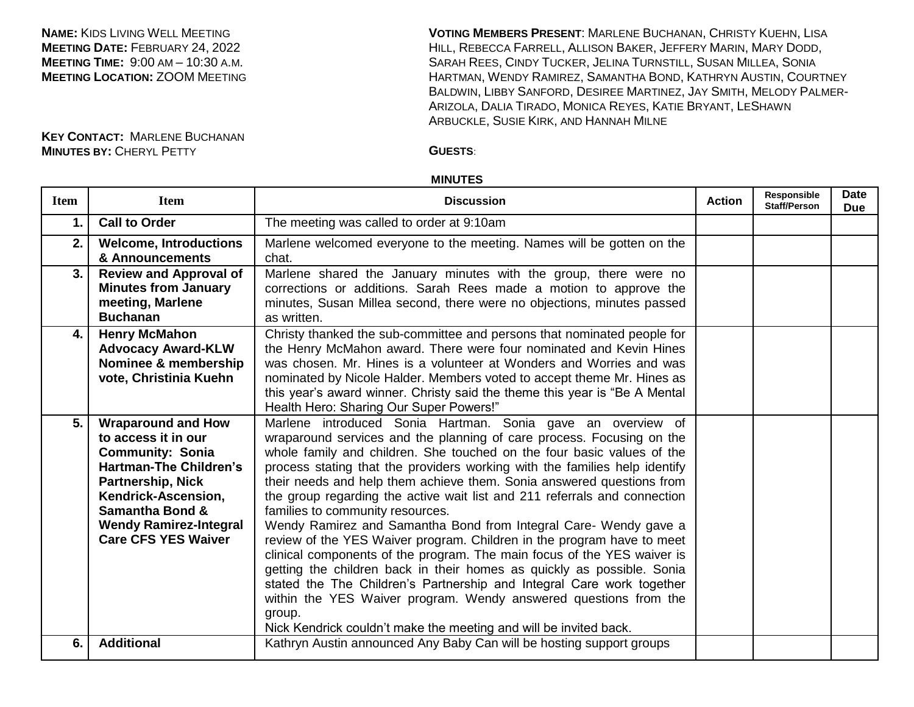**NAME:** KIDS LIVING WELL MEETING
**MEETING DATE:** FEBRUARY 24, 2022
**MEETING TIME:** 9:00 AM – 10:30 A.M.
**MEETING LOCATION:** ZOOM MEETING

**KEY CONTACT:** MARLENE BUCHANAN
**MINUTES BY:** CHERYL PETTY

**VOTING MEMBERS PRESENT**: MARLENE BUCHANAN, CHRISTY KUEHN, LISA HILL, REBECCA FARRELL, ALLISON BAKER, JEFFERY MARIN, MARY DODD, SARAH REES, CINDY TUCKER, JELINA TURNSTILL, SUSAN MILLEA, SONIA HARTMAN, WENDY RAMIREZ, SAMANTHA BOND, KATHRYN AUSTIN, COURTNEY BALDWIN, LIBBY SANFORD, DESIREE MARTINEZ, JAY SMITH, MELODY PALMER-ARIZOLA, DALIA TIRADO, MONICA REYES, KATIE BRYANT, LESHAWN ARBUCKLE, SUSIE KIRK, AND HANNAH MILNE

**GUESTS**:

**MINUTES**

| Item | Item | Discussion | Action | Responsible Staff/Person | Date Due |
|---|---|---|---|---|---|
| 1. | **Call to Order** | The meeting was called to order at 9:10am | | | |
| 2. | **Welcome, Introductions & Announcements** | Marlene welcomed everyone to the meeting. Names will be gotten on the chat. | | | |
| 3. | **Review and Approval of Minutes from January meeting, Marlene Buchanan** | Marlene shared the January minutes with the group, there were no corrections or additions. Sarah Rees made a motion to approve the minutes, Susan Millea second, there were no objections, minutes passed as written. | | | |
| 4. | **Henry McMahon Advocacy Award-KLW Nominee & membership vote, Christinia Kuehn** | Christy thanked the sub-committee and persons that nominated people for the Henry McMahon award. There were four nominated and Kevin Hines was chosen. Mr. Hines is a volunteer at Wonders and Worries and was nominated by Nicole Halder. Members voted to accept theme Mr. Hines as this year's award winner. Christy said the theme this year is "Be A Mental Health Hero: Sharing Our Super Powers!" | | | |
| 5. | **Wraparound and How to access it in our Community: Sonia Hartman-The Children's Partnership, Nick Kendrick-Ascension, Samantha Bond & Wendy Ramirez-Integral Care CFS YES Waiver** | Marlene introduced Sonia Hartman. Sonia gave an overview of wraparound services and the planning of care process. Focusing on the whole family and children. She touched on the four basic values of the process stating that the providers working with the families help identify their needs and help them achieve them. Sonia answered questions from the group regarding the active wait list and 211 referrals and connection families to community resources.<br>Wendy Ramirez and Samantha Bond from Integral Care- Wendy gave a review of the YES Waiver program. Children in the program have to meet clinical components of the program. The main focus of the YES waiver is getting the children back in their homes as quickly as possible. Sonia stated the The Children's Partnership and Integral Care work together within the YES Waiver program. Wendy answered questions from the group.<br>Nick Kendrick couldn't make the meeting and will be invited back. | | | |
| 6. | **Additional** | Kathryn Austin announced Any Baby Can will be hosting support groups | | | |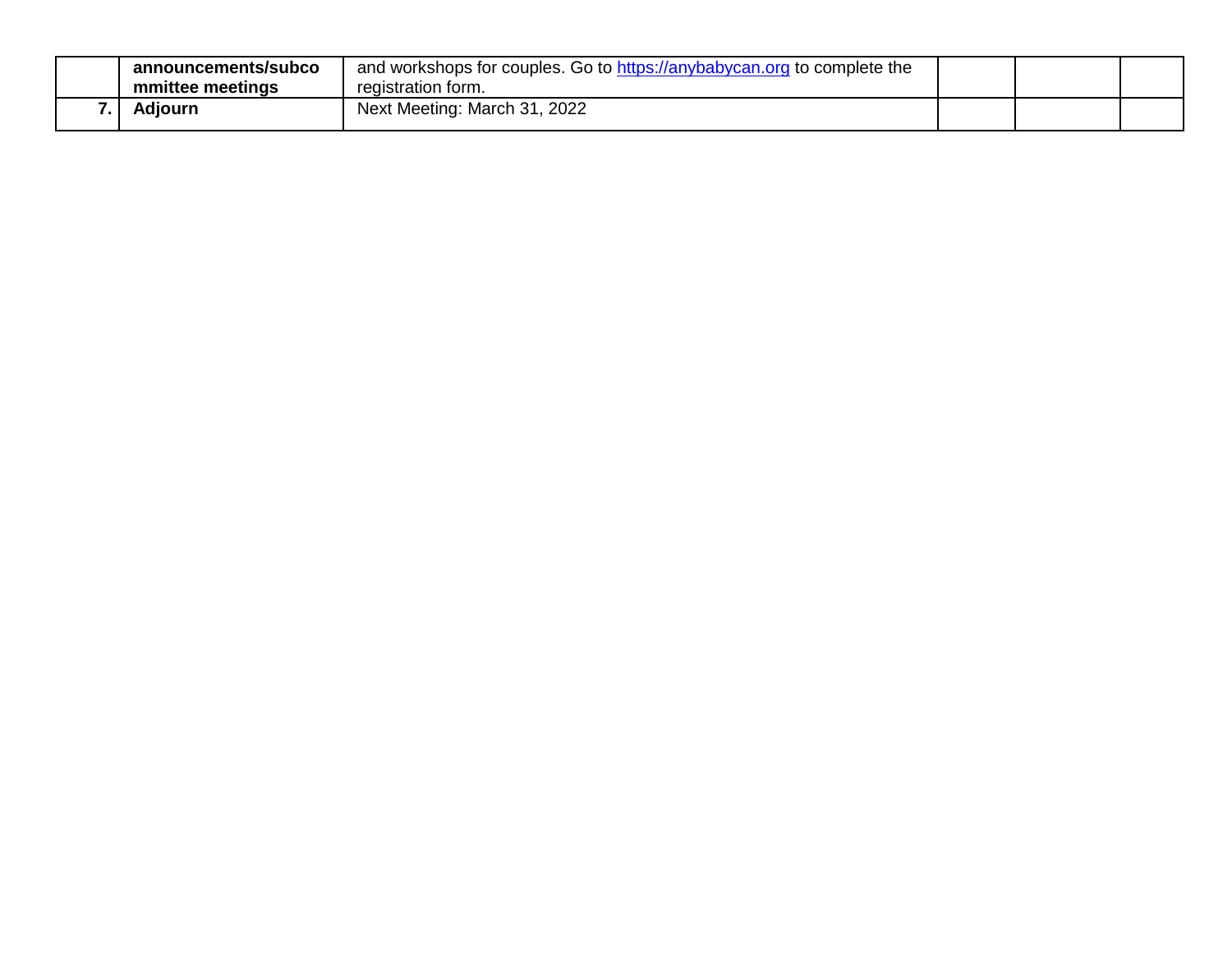| | | | | | |
|---|---|---|---|---|---|
| | **announcements/subcommittee meetings** | and workshops for couples. Go to https://anybabycan.org to complete the registration form. | | | |
| **7.** | **Adjourn** | Next Meeting: March 31, 2022 | | | |